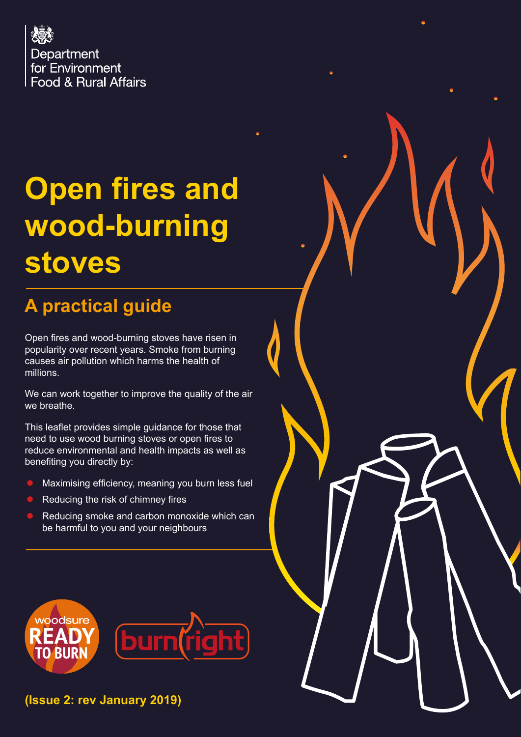Department for Environment Food & Rural Affairs

# Open fires and wood-burning stoves

## A practical guide

Open fires and wood-burning stoves have risen in popularity over recent years. Smoke from burning causes air pollution which harms the health of millions.

We can work together to improve the quality of the air we breathe.

This leaflet provides simple guidance for those that need to use wood burning stoves or open fires to reduce environmental and health impacts as well as benefiting you directly by:

- Maximising efficiency, meaning you burn less fuel
- Reducing the risk of chimney fires
- Reducing smoke and carbon monoxide which can be harmful to you and your neighbours

woodsure READY TO BURN

burnright

**(Issue 2: rev January 2019)**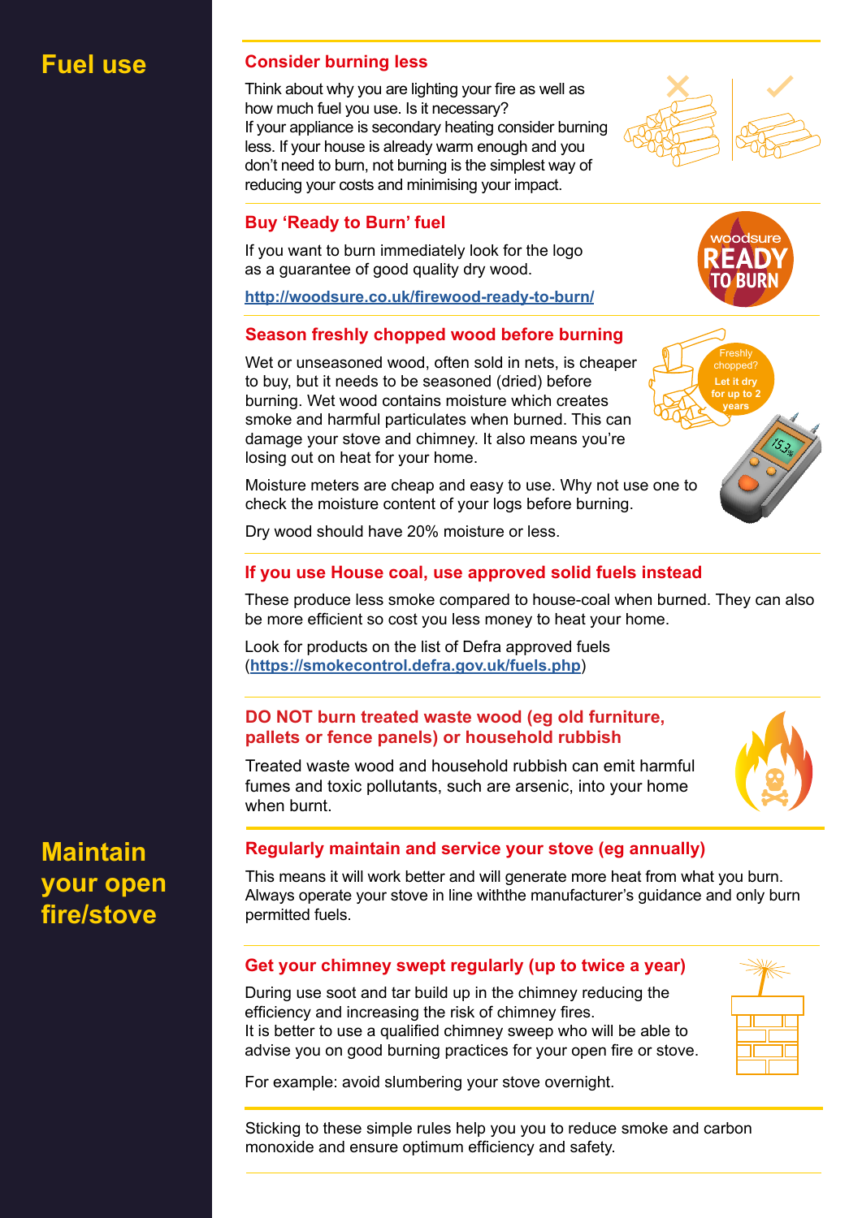# Fuel use

## Consider burning less

Think about why you are lighting your fire as well as how much fuel you use. Is it necessary?
If your appliance is secondary heating consider burning less. If your house is already warm enough and you don't need to burn, not burning is the simplest way of reducing your costs and minimising your impact.

## Buy 'Ready to Burn' fuel

If you want to burn immediately look for the logo as a guarantee of good quality dry wood.

**http://woodsure.co.uk/firewood-ready-to-burn/**

## Season freshly chopped wood before burning

Wet or unseasoned wood, often sold in nets, is cheaper to buy, but it needs to be seasoned (dried) before burning. Wet wood contains moisture which creates smoke and harmful particulates when burned. This can damage your stove and chimney. It also means you're losing out on heat for your home.

Freshly chopped? **Let it dry for up to 2 years**

Moisture meters are cheap and easy to use. Why not use one to check the moisture content of your logs before burning.

Dry wood should have 20% moisture or less.

## If you use House coal, use approved solid fuels instead

These produce less smoke compared to house-coal when burned. They can also be more efficient so cost you less money to heat your home.

Look for products on the list of Defra approved fuels (**https://smokecontrol.defra.gov.uk/fuels.php**)

## DO NOT burn treated waste wood (eg old furniture, pallets or fence panels) or household rubbish

Treated waste wood and household rubbish can emit harmful fumes and toxic pollutants, such are arsenic, into your home when burnt.

# Maintain your open fire/stove

## Regularly maintain and service your stove (eg annually)

This means it will work better and will generate more heat from what you burn. Always operate your stove in line withthe manufacturer's guidance and only burn permitted fuels.

## Get your chimney swept regularly (up to twice a year)

During use soot and tar build up in the chimney reducing the efficiency and increasing the risk of chimney fires.
It is better to use a qualified chimney sweep who will be able to advise you on good burning practices for your open fire or stove.

For example: avoid slumbering your stove overnight.

Sticking to these simple rules help you you to reduce smoke and carbon monoxide and ensure optimum efficiency and safety.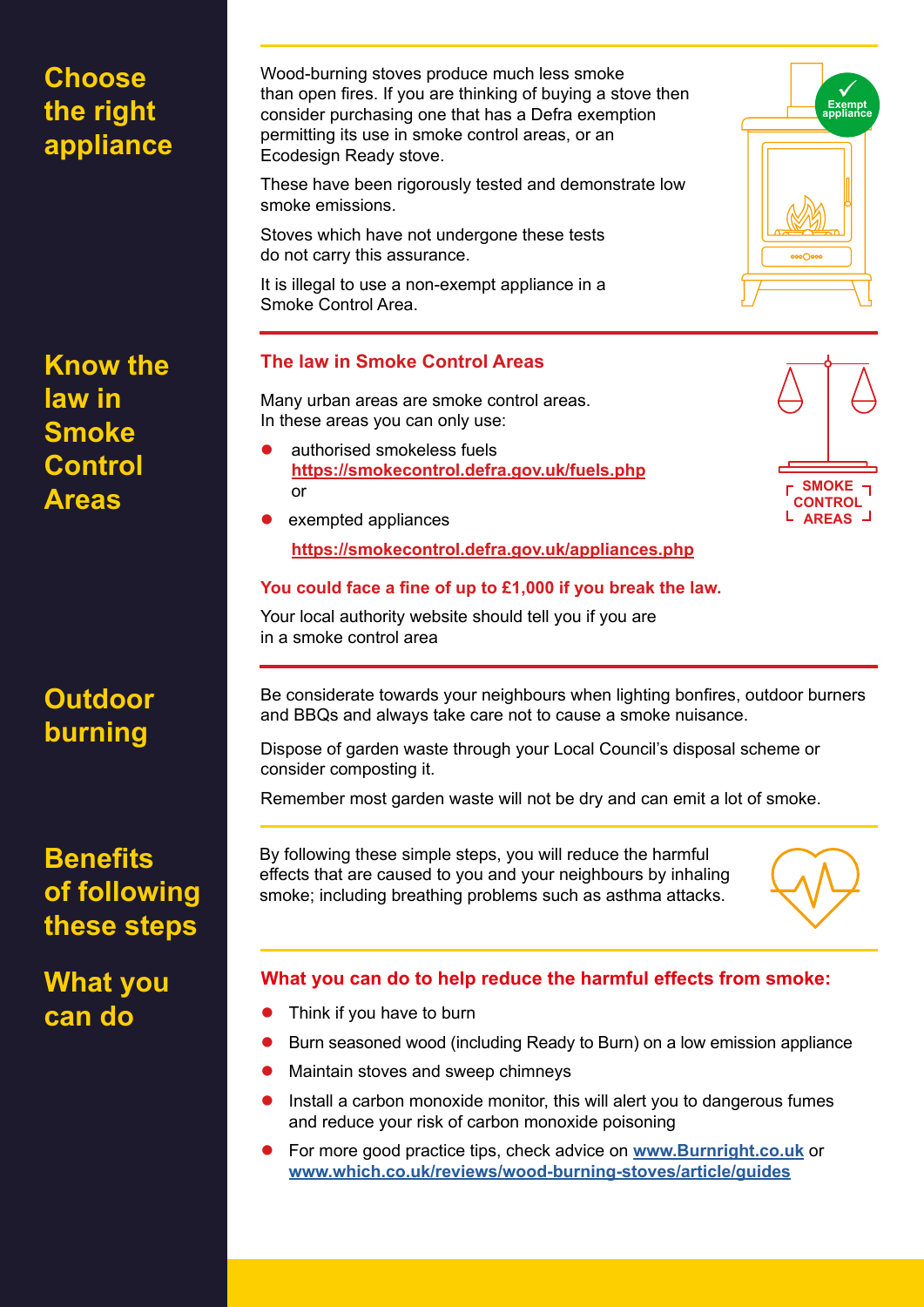## Choose the right appliance

Wood-burning stoves produce much less smoke than open fires. If you are thinking of buying a stove then consider purchasing one that has a Defra exemption permitting its use in smoke control areas, or an Ecodesign Ready stove.

These have been rigorously tested and demonstrate low smoke emissions.

Stoves which have not undergone these tests do not carry this assurance.

It is illegal to use a non-exempt appliance in a Smoke Control Area.

Exempt appliance

## Know the law in Smoke Control Areas

### The law in Smoke Control Areas

Many urban areas are smoke control areas. In these areas you can only use:

- authorised smokeless fuels https://smokecontrol.defra.gov.uk/fuels.php or
- exempted appliances https://smokecontrol.defra.gov.uk/appliances.php

SMOKE CONTROL AREAS

**You could face a fine of up to £1,000 if you break the law.**

Your local authority website should tell you if you are in a smoke control area

## Outdoor burning

Be considerate towards your neighbours when lighting bonfires, outdoor burners and BBQs and always take care not to cause a smoke nuisance.

Dispose of garden waste through your Local Council's disposal scheme or consider composting it.

Remember most garden waste will not be dry and can emit a lot of smoke.

## Benefits of following these steps

By following these simple steps, you will reduce the harmful effects that are caused to you and your neighbours by inhaling smoke; including breathing problems such as asthma attacks.

## What you can do

### What you can do to help reduce the harmful effects from smoke:

- Think if you have to burn
- Burn seasoned wood (including Ready to Burn) on a low emission appliance
- Maintain stoves and sweep chimneys
- Install a carbon monoxide monitor, this will alert you to dangerous fumes and reduce your risk of carbon monoxide poisoning
- For more good practice tips, check advice on www.Burnright.co.uk or www.which.co.uk/reviews/wood-burning-stoves/article/guides